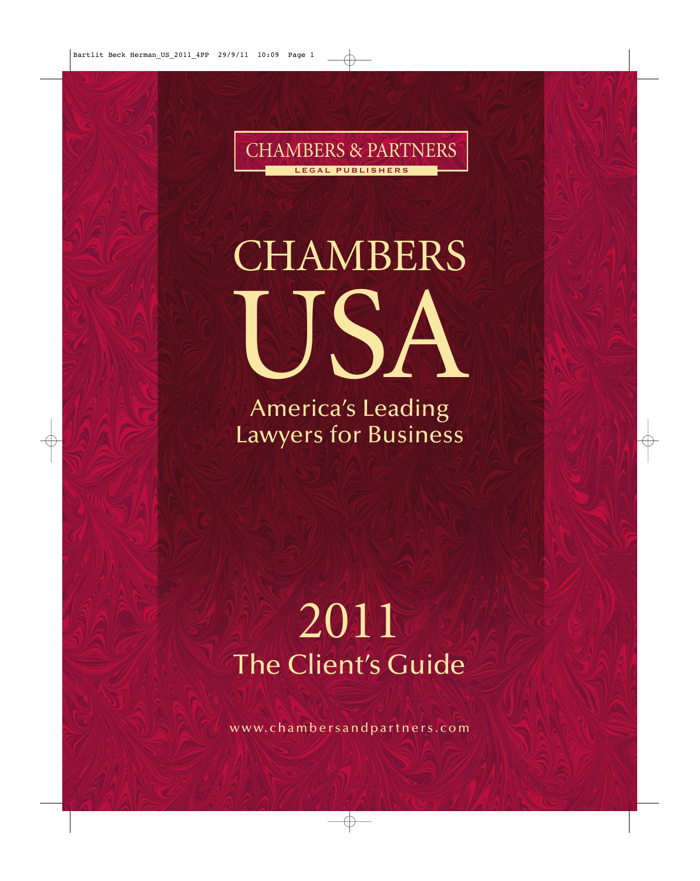CHAMBERS & PARTNERS

LEGAL PUBLISHERS

# CHAMBERS USA

## America's Leading Lawyers for Business

## 2011
## The Client's Guide

www.chambersandpartners.com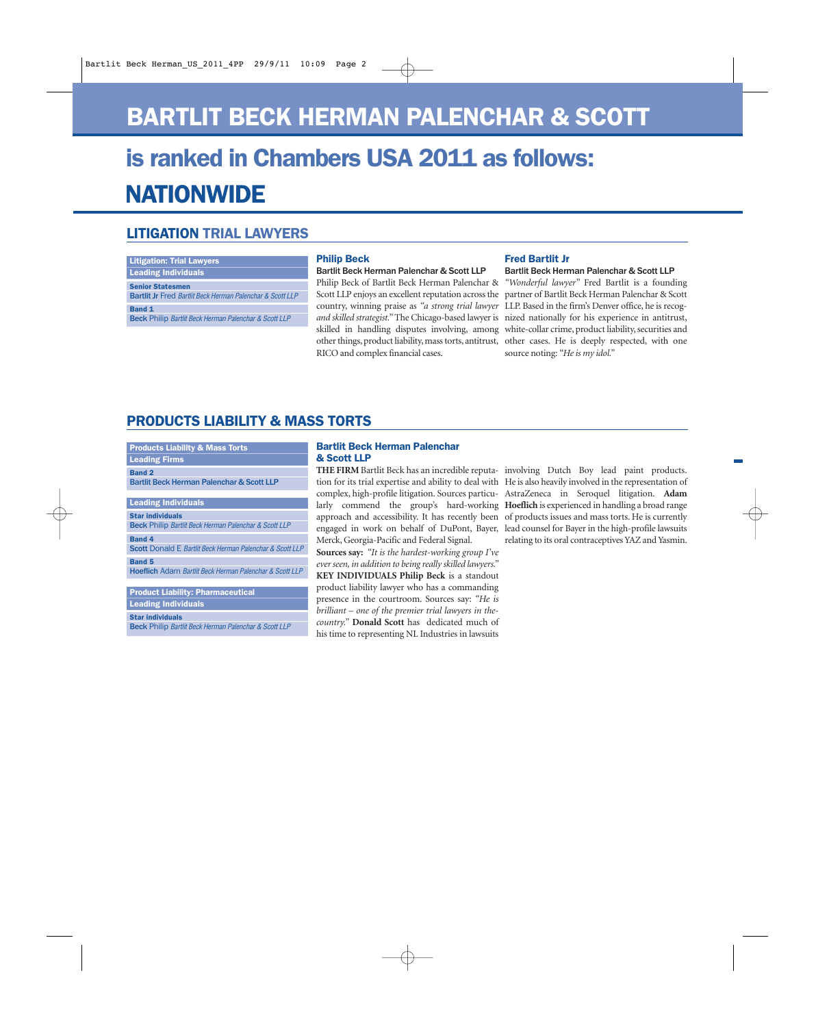# BARTLIT BECK HERMAN PALENCHAR & SCOTT

## is ranked in Chambers USA 2011 as follows:

## NATIONWIDE

### LITIGATION TRIAL LAWYERS

| Litigation: Trial Lawyers |
|---|
| **Leading Individuals** |
| **Senior Statesmen** |
| Bartlit Jr Fred *Bartlit Beck Herman Palenchar & Scott LLP* |
| **Band 1** |
| Beck Philip *Bartlit Beck Herman Palenchar & Scott LLP* |

#### Philip Beck

**Bartlit Beck Herman Palenchar & Scott LLP**

Philip Beck of Bartlit Beck Herman Palenchar & Scott LLP enjoys an excellent reputation across the country, winning praise as *"a strong trial lawyer and skilled strategist."* The Chicago-based lawyer is skilled in handling disputes involving, among other things, product liability, mass torts, antitrust, RICO and complex financial cases.

#### Fred Bartlit Jr

**Bartlit Beck Herman Palenchar & Scott LLP**

*"Wonderful lawyer"* Fred Bartlit is a founding partner of Bartlit Beck Herman Palenchar & Scott LLP. Based in the firm's Denver office, he is recognized nationally for his experience in antitrust, white-collar crime, product liability, securities and other cases. He is deeply respected, with one source noting: *"He is my idol."*

### PRODUCTS LIABILITY & MASS TORTS

| Products Liability & Mass Torts |
|---|
| **Leading Firms** |
| **Band 2** |
| Bartlit Beck Herman Palenchar & Scott LLP |

| Leading Individuals |
|---|
| **Star individuals** |
| Beck Philip *Bartlit Beck Herman Palenchar & Scott LLP* |
| **Band 4** |
| Scott Donald E *Bartlit Beck Herman Palenchar & Scott LLP* |
| **Band 5** |
| Hoeflich Adam *Bartlit Beck Herman Palenchar & Scott LLP* |

| Product Liability: Pharmaceutical |
|---|
| **Leading Individuals** |
| **Star individuals** |
| Beck Philip *Bartlit Beck Herman Palenchar & Scott LLP* |

#### Bartlit Beck Herman Palenchar & Scott LLP

**THE FIRM** Bartlit Beck has an incredible reputation for its trial expertise and ability to deal with complex, high-profile litigation. Sources particularly commend the group's hard-working approach and accessibility. It has recently been engaged in work on behalf of DuPont, Bayer, Merck, Georgia-Pacific and Federal Signal.

**Sources say:** *"It is the hardest-working group I've ever seen, in addition to being really skilled lawyers."*

**KEY INDIVIDUALS Philip Beck** is a standout product liability lawyer who has a commanding presence in the courtroom. Sources say: *"He is brilliant – one of the premier trial lawyers in the country."* **Donald Scott** has dedicated much of his time to representing NL Industries in lawsuits involving Dutch Boy lead paint products. He is also heavily involved in the representation of AstraZeneca in Seroquel litigation. **Adam Hoeflich** is experienced in handling a broad range of products issues and mass torts. He is currently lead counsel for Bayer in the high-profile lawsuits relating to its oral contraceptives YAZ and Yasmin.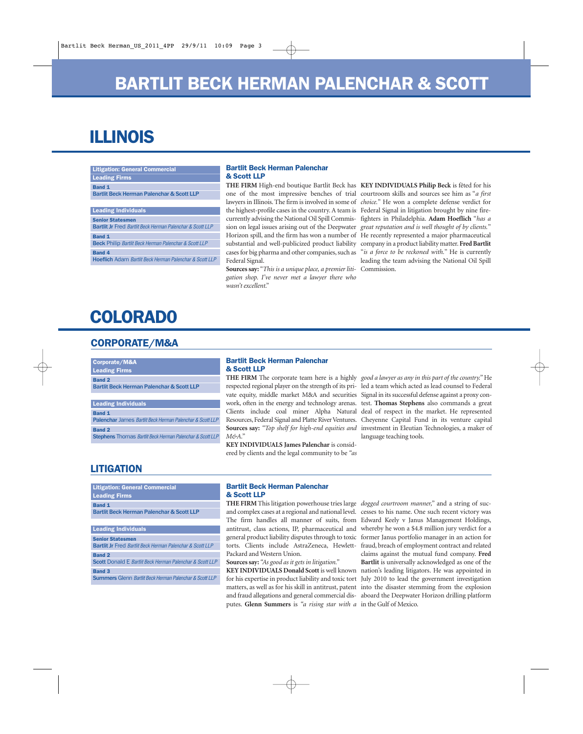# BARTLIT BECK HERMAN PALENCHAR & SCOTT

# ILLINOIS

| Litigation: General Commercial |
|---|
| **Leading Firms** |
| **Band 1** |
| Bartlit Beck Herman Palenchar & Scott LLP |

| Leading Individuals |
|---|
| **Senior Statesmen** |
| **Bartlit Jr** Fred *Bartlit Beck Herman Palenchar & Scott LLP* |
| **Band 1** |
| **Beck** Philip *Bartlit Beck Herman Palenchar & Scott LLP* |
| **Band 4** |
| **Hoeflich** Adam *Bartlit Beck Herman Palenchar & Scott LLP* |

### Bartlit Beck Herman Palenchar & Scott LLP

**THE FIRM** High-end boutique Bartlit Beck has one of the most impressive benches of trial lawyers in Illinois. The firm is involved in some of the highest-profile cases in the country. A team is currently advising the National Oil Spill Commission on legal issues arising out of the Deepwater Horizon spill, and the firm has won a number of substantial and well-publicized product liability cases for big pharma and other companies, such as Federal Signal.

**Sources say:** "*This is a unique place, a premier litigation shop. I've never met a lawyer there who wasn't excellent.*"

**KEY INDIVIDUALS Philip Beck** is fêted for his courtroom skills and sources see him as "*a first choice.*" He won a complete defense verdict for Federal Signal in litigation brought by nine firefighters in Philadelphia. **Adam Hoeflich** "*has a great reputation and is well thought of by clients.*" He recently represented a major pharmaceutical company in a product liability matter. **Fred Bartlit** "*is a force to be reckoned with.*" He is currently leading the team advising the National Oil Spill Commission.

# COLORADO

## CORPORATE/M&A

| Corporate/M&A |
|---|
| **Leading Firms** |
| **Band 2** |
| Bartlit Beck Herman Palenchar & Scott LLP |

| Leading Individuals |
|---|
| **Band 1** |
| **Palenchar** James *Bartlit Beck Herman Palenchar & Scott LLP* |
| **Band 2** |
| **Stephens** Thomas *Bartlit Beck Herman Palenchar & Scott LLP* |

### Bartlit Beck Herman Palenchar & Scott LLP

**THE FIRM** The corporate team here is a highly respected regional player on the strength of its private equity, middle market M&A and securities work, often in the energy and technology arenas. Clients include coal miner Alpha Natural Resources, Federal Signal and Platte River Ventures.

**Sources say:** "*Top shelf for high-end equities and M&A.*"

**KEY INDIVIDUALS James Palenchar** is considered by clients and the legal community to be "*as good a lawyer as any in this part of the country.*" He led a team which acted as lead counsel to Federal Signal in its successful defense against a proxy contest. **Thomas Stephens** also commands a great deal of respect in the market. He represented Cheyenne Capital Fund in its venture capital investment in Eleutian Technologies, a maker of language teaching tools.

## LITIGATION

| Litigation: General Commercial |
|---|
| **Leading Firms** |
| **Band 1** |
| Bartlit Beck Herman Palenchar & Scott LLP |

| Leading Individuals |
|---|
| **Senior Statesmen** |
| **Bartlit Jr** Fred *Bartlit Beck Herman Palenchar & Scott LLP* |
| **Band 2** |
| **Scott** Donald E *Bartlit Beck Herman Palenchar & Scott LLP* |
| **Band 3** |
| **Summers** Glenn *Bartlit Beck Herman Palenchar & Scott LLP* |

### Bartlit Beck Herman Palenchar & Scott LLP

**THE FIRM** This litigation powerhouse tries large and complex cases at a regional and national level. The firm handles all manner of suits, from antitrust, class actions, IP, pharmaceutical and general product liability disputes through to toxic torts. Clients include AstraZeneca, Hewlett-Packard and Western Union.

**Sources say:** "*As good as it gets in litigation.*"

**KEY INDIVIDUALS Donald Scott** is well known for his expertise in product liability and toxic tort matters, as well as for his skill in antitrust, patent and fraud allegations and general commercial disputes. **Glenn Summers** is "*a rising star with a dogged courtroom manner,*" and a string of successes to his name. One such recent victory was Edward Keely v Janus Management Holdings, whereby he won a $4.8 million jury verdict for a former Janus portfolio manager in an action for fraud, breach of employment contract and related claims against the mutual fund company. **Fred Bartlit** is universally acknowledged as one of the nation's leading litigators. He was appointed in July 2010 to lead the government investigation into the disaster stemming from the explosion aboard the Deepwater Horizon drilling platform in the Gulf of Mexico.